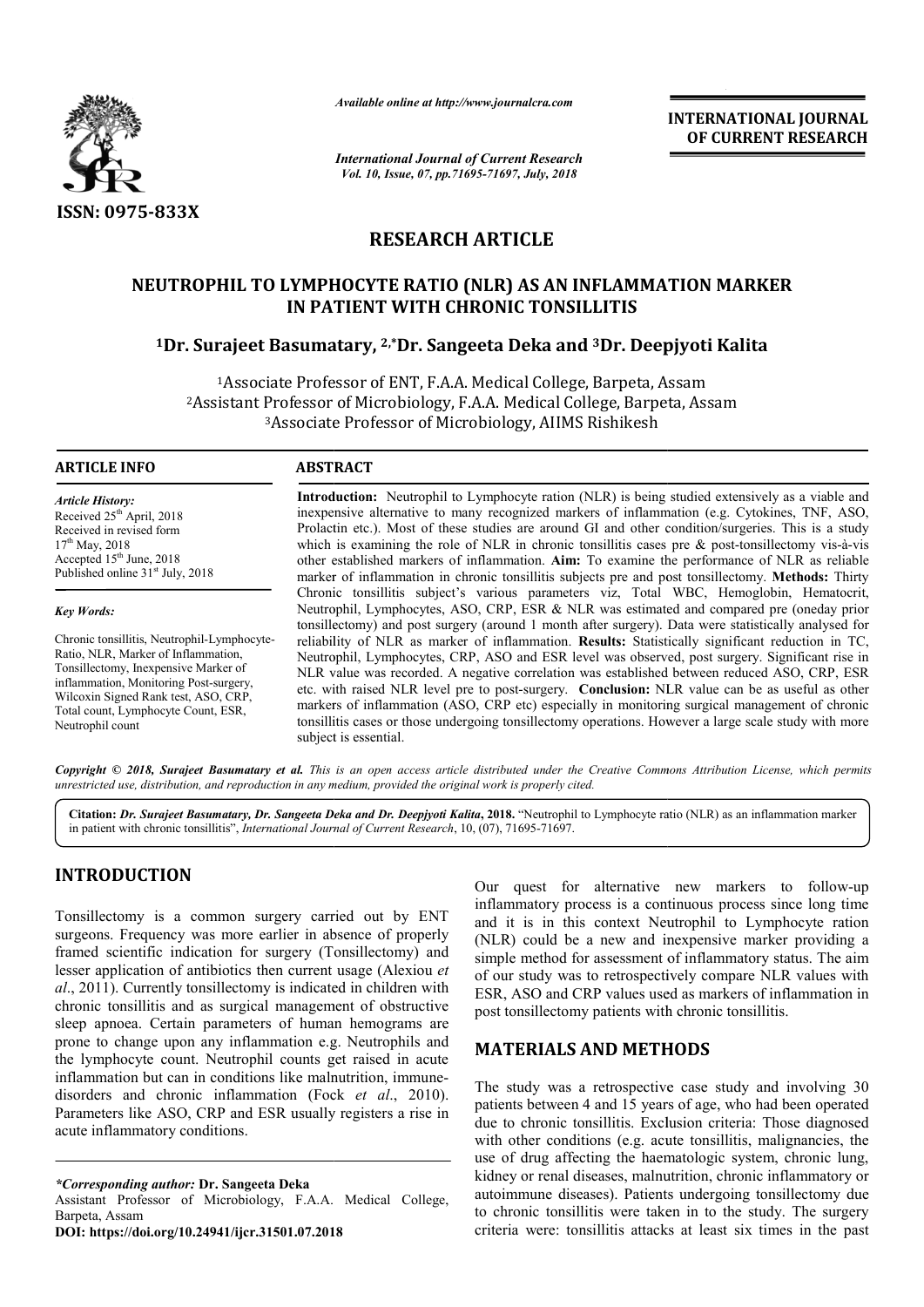ISSN: 0975-833X

*Available online at http://www.journalcra.com*

*International Journal of Current Research*

**INTERNATIONAL JOURNAL OF CURRENT RESEARCH**

# RESEARCH ARTICLE

# NEUTROPHIL TO LYMPHOCYTE RATIO (NLR) AS AN INFLAMMATION MARKER IN PATIENT WITH CHRONIC TONSILLITIS

**[1]Dr. Surajeet Basumatary, [2,*]Dr. Sangeeta Deka and [3]Dr. Deepjyoti Kalita**

[1]Associate Professor of ENT, F.A.A. Medical College, Barpeta, Assam
[2]Assistant Professor of Microbiology, F.A.A. Medical College, Barpeta, Assam
[3]Associate Professor of Microbiology, AIIMS Rishikesh

## ARTICLE INFO

*Article History:*
Received 25th April, 2018
Received in revised form
17th May, 2018
Accepted 15th June, 2018
Published online 31st July, 2018

*Key Words:*

Chronic tonsillitis, Neutrophil-Lymphocyte-Ratio, NLR, Marker of Inflammation, Tonsillectomy, Inexpensive Marker of inflammation, Monitoring Post-surgery, Wilcoxin Signed Rank test, ASO, CRP, Total count, Lymphocyte Count, ESR, Neutrophil count

## ABSTRACT

**Introduction:** Neutrophil to Lymphocyte ration (NLR) is being studied extensively as a viable and inexpensive alternative to many recognized markers of inflammation (e.g. Cytokines, TNF, ASO, Prolactin etc.). Most of these studies are around GI and other condition/surgeries. This is a study which is examining the role of NLR in chronic tonsillitis cases pre & post-tonsillectomy vis-à-vis other established markers of inflammation. **Aim:** To examine the performance of NLR as reliable marker of inflammation in chronic tonsillitis subjects pre and post tonsillectomy. **Methods:** Thirty Chronic tonsillitis subject's various parameters viz, Total WBC, Hemoglobin, Hematocrit, Neutrophil, Lymphocytes, ASO, CRP, ESR & NLR was estimated and compared pre (oneday prior tonsillectomy) and post surgery (around 1 month after surgery). Data were statistically analysed for reliability of NLR as marker of inflammation. **Results:** Statistically significant reduction in TC, Neutrophil, Lymphocytes, CRP, ASO and ESR level was observed, post surgery. Significant rise in NLR value was recorded. A negative correlation was established between reduced ASO, CRP, ESR etc. with raised NLR level pre to post-surgery. **Conclusion:** NLR value can be as useful as other markers of inflammation (ASO, CRP etc) especially in monitoring surgical management of chronic tonsillitis cases or those undergoing tonsillectomy operations. However a large scale study with more subject is essential.

***Copyright © 2018, Surajeet Basumatary et al.*** *This is an open access article distributed under the Creative Commons Attribution License, which permits unrestricted use, distribution, and reproduction in any medium, provided the original work is properly cited.*

**Citation:** *Dr. Surajeet Basumatary, Dr. Sangeeta Deka and Dr. Deepjyoti Kalita*, **2018.** "Neutrophil to Lymphocyte ratio (NLR) as an inflammation marker in patient with chronic tonsillitis", *International Journal of Current Research*, 10, (07), 71695-71697.

## INTRODUCTION

Tonsillectomy is a common surgery carried out by ENT surgeons. Frequency was more earlier in absence of properly framed scientific indication for surgery (Tonsillectomy) and lesser application of antibiotics then current usage (Alexiou *et al*., 2011). Currently tonsillectomy is indicated in children with chronic tonsillitis and as surgical management of obstructive sleep apnoea. Certain parameters of human hemograms are prone to change upon any inflammation e.g. Neutrophils and the lymphocyte count. Neutrophil counts get raised in acute inflammation but can in conditions like malnutrition, immune-disorders and chronic inflammation (Fock *et al*., 2010). Parameters like ASO, CRP and ESR usually registers a rise in acute inflammatory conditions.

Our quest for alternative new markers to follow-up inflammatory process is a continuous process since long time and it is in this context Neutrophil to Lymphocyte ration (NLR) could be a new and inexpensive marker providing a simple method for assessment of inflammatory status. The aim of our study was to retrospectively compare NLR values with ESR, ASO and CRP values used as markers of inflammation in post tonsillectomy patients with chronic tonsillitis.

## MATERIALS AND METHODS

The study was a retrospective case study and involving 30 patients between 4 and 15 years of age, who had been operated due to chronic tonsillitis. Exclusion criteria: Those diagnosed with other conditions (e.g. acute tonsillitis, malignancies, the use of drug affecting the haematologic system, chronic lung, kidney or renal diseases, malnutrition, chronic inflammatory or autoimmune diseases). Patients undergoing tonsillectomy due to chronic tonsillitis were taken in to the study. The surgery criteria were: tonsillitis attacks at least six times in the past

*\*Corresponding author:* **Dr. Sangeeta Deka**
Assistant Professor of Microbiology, F.A.A. Medical College, Barpeta, Assam
**DOI: https://doi.org/10.24941/ijcr.31501.07.2018**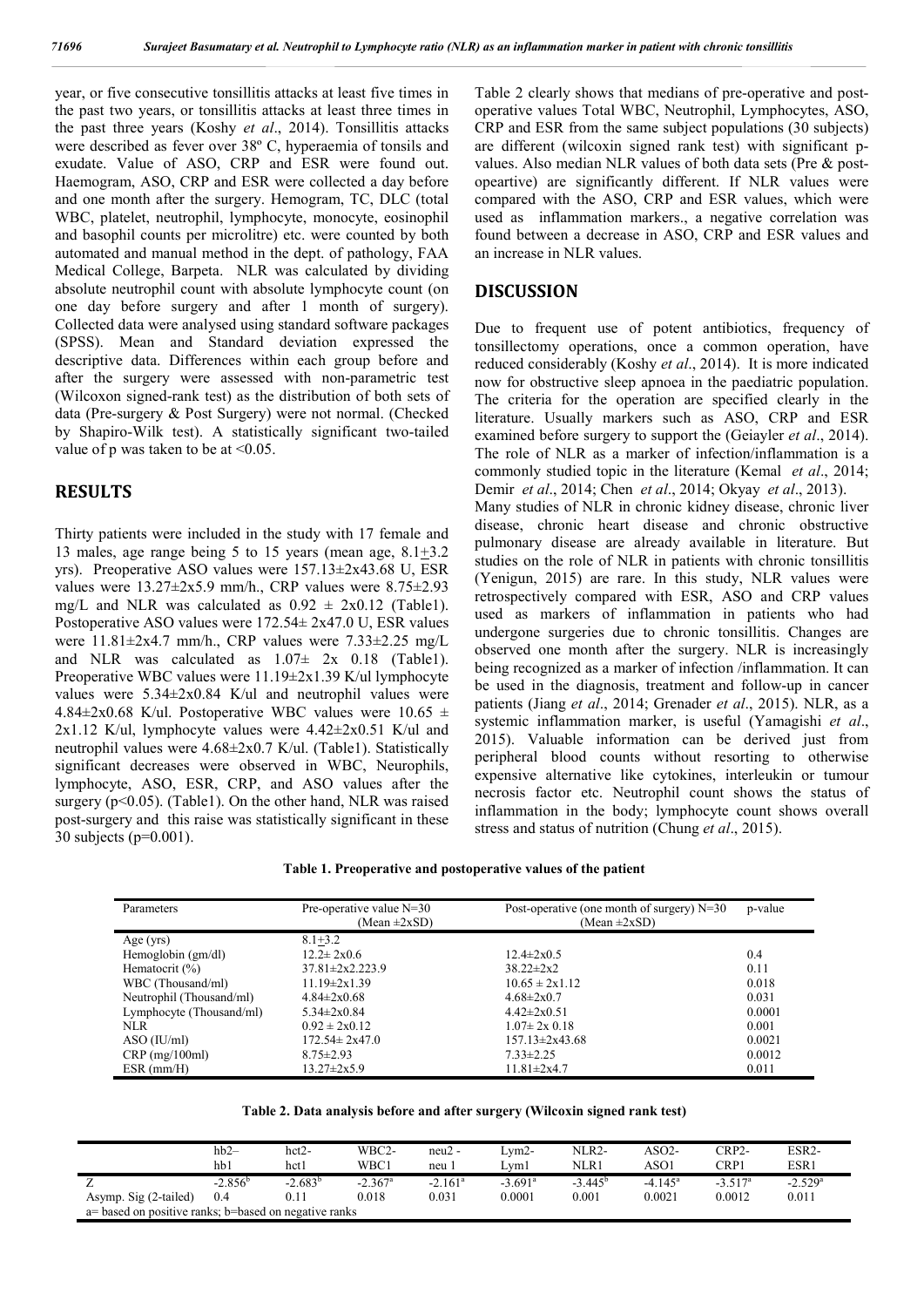year, or five consecutive tonsillitis attacks at least five times in the past two years, or tonsillitis attacks at least three times in the past three years (Koshy *et al*., 2014). Tonsillitis attacks were described as fever over 38º C, hyperaemia of tonsils and exudate. Value of ASO, CRP and ESR were found out. Haemogram, ASO, CRP and ESR were collected a day before and one month after the surgery. Hemogram, TC, DLC (total WBC, platelet, neutrophil, lymphocyte, monocyte, eosinophil and basophil counts per microlitre) etc. were counted by both automated and manual method in the dept. of pathology, FAA Medical College, Barpeta. NLR was calculated by dividing absolute neutrophil count with absolute lymphocyte count (on one day before surgery and after 1 month of surgery). Collected data were analysed using standard software packages (SPSS). Mean and Standard deviation expressed the descriptive data. Differences within each group before and after the surgery were assessed with non-parametric test (Wilcoxon signed-rank test) as the distribution of both sets of data (Pre-surgery & Post Surgery) were not normal. (Checked by Shapiro-Wilk test). A statistically significant two-tailed value of p was taken to be at <0.05.

## RESULTS

Thirty patients were included in the study with 17 female and 13 males, age range being 5 to 15 years (mean age, 8.1±3.2 yrs). Preoperative ASO values were 157.13±2x43.68 U, ESR values were 13.27±2x5.9 mm/h., CRP values were 8.75±2.93 mg/L and NLR was calculated as 0.92 ± 2x0.12 (Table1). Postoperative ASO values were 172.54± 2x47.0 U, ESR values were 11.81±2x4.7 mm/h., CRP values were 7.33±2.25 mg/L and NLR was calculated as 1.07± 2x 0.18 (Table1). Preoperative WBC values were 11.19±2x1.39 K/ul lymphocyte values were 5.34±2x0.84 K/ul and neutrophil values were 4.84±2x0.68 K/ul. Postoperative WBC values were 10.65 ± 2x1.12 K/ul, lymphocyte values were 4.42±2x0.51 K/ul and neutrophil values were 4.68±2x0.7 K/ul. (Table1). Statistically significant decreases were observed in WBC, Neurophils, lymphocyte, ASO, ESR, CRP, and ASO values after the surgery (p<0.05). (Table1). On the other hand, NLR was raised post-surgery and this raise was statistically significant in these 30 subjects (p=0.001).

Table 2 clearly shows that medians of pre-operative and post-operative values Total WBC, Neutrophil, Lymphocytes, ASO, CRP and ESR from the same subject populations (30 subjects) are different (wilcoxin signed rank test) with significant p-values. Also median NLR values of both data sets (Pre & post-opeartive) are significantly different. If NLR values were compared with the ASO, CRP and ESR values, which were used as inflammation markers., a negative correlation was found between a decrease in ASO, CRP and ESR values and an increase in NLR values.

## DISCUSSION

Due to frequent use of potent antibiotics, frequency of tonsillectomy operations, once a common operation, have reduced considerably (Koshy *et al*., 2014). It is more indicated now for obstructive sleep apnoea in the paediatric population. The criteria for the operation are specified clearly in the literature. Usually markers such as ASO, CRP and ESR examined before surgery to support the (Geiayler *et al*., 2014). The role of NLR as a marker of infection/inflammation is a commonly studied topic in the literature (Kemal *et al*., 2014; Demir *et al*., 2014; Chen *et al*., 2014; Okyay *et al*., 2013).

Many studies of NLR in chronic kidney disease, chronic liver disease, chronic heart disease and chronic obstructive pulmonary disease are already available in literature. But studies on the role of NLR in patients with chronic tonsillitis (Yenigun, 2015) are rare. In this study, NLR values were retrospectively compared with ESR, ASO and CRP values used as markers of inflammation in patients who had undergone surgeries due to chronic tonsillitis. Changes are observed one month after the surgery. NLR is increasingly being recognized as a marker of infection /inflammation. It can be used in the diagnosis, treatment and follow-up in cancer patients (Jiang *et al*., 2014; Grenader *et al*., 2015). NLR, as a systemic inflammation marker, is useful (Yamagishi *et al*., 2015). Valuable information can be derived just from peripheral blood counts without resorting to otherwise expensive alternative like cytokines, interleukin or tumour necrosis factor etc. Neutrophil count shows the status of inflammation in the body; lymphocyte count shows overall stress and status of nutrition (Chung *et al*., 2015).

**Table 1. Preoperative and postoperative values of the patient**

| Parameters | Pre-operative value N=30 (Mean ±2xSD) | Post-operative (one month of surgery) N=30 (Mean ±2xSD) | p-value |
|---|---|---|---|
| Age (yrs) | 8.1±3.2 | | |
| Hemoglobin (gm/dl) | 12.2± 2x0.6 | 12.4±2x0.5 | 0.4 |
| Hematocrit (%) | 37.81±2x2.223.9 | 38.22±2x2 | 0.11 |
| WBC (Thousand/ml) | 11.19±2x1.39 | 10.65 ± 2x1.12 | 0.018 |
| Neutrophil (Thousand/ml) | 4.84±2x0.68 | 4.68±2x0.7 | 0.031 |
| Lymphocyte (Thousand/ml) | 5.34±2x0.84 | 4.42±2x0.51 | 0.0001 |
| NLR | 0.92 ± 2x0.12 | 1.07± 2x 0.18 | 0.001 |
| ASO (IU/ml) | 172.54± 2x47.0 | 157.13±2x43.68 | 0.0021 |
| CRP (mg/100ml) | 8.75±2.93 | 7.33±2.25 | 0.0012 |
| ESR (mm/H) | 13.27±2x5.9 | 11.81±2x4.7 | 0.011 |

**Table 2. Data analysis before and after surgery (Wilcoxin signed rank test)**

| | hb2–hb1 | hct2-hct1 | WBC2-WBC1 | neu2 - neu 1 | Lym2-Lym1 | NLR2-NLR1 | ASO2-ASO1 | CRP2-CRP1 | ESR2-ESR1 |
|---|---|---|---|---|---|---|---|---|---|
| Z | -2.856[b] | -2.683[b] | -2.367[a] | -2.161[a] | -3.691[a] | -3.445[b] | -4.145[a] | -3.517[a] | -2.529[a] |
| Asymp. Sig (2-tailed) | 0.4 | 0.11 | 0.018 | 0.031 | 0.0001 | 0.001 | 0.0021 | 0.0012 | 0.011 |

a= based on positive ranks; b=based on negative ranks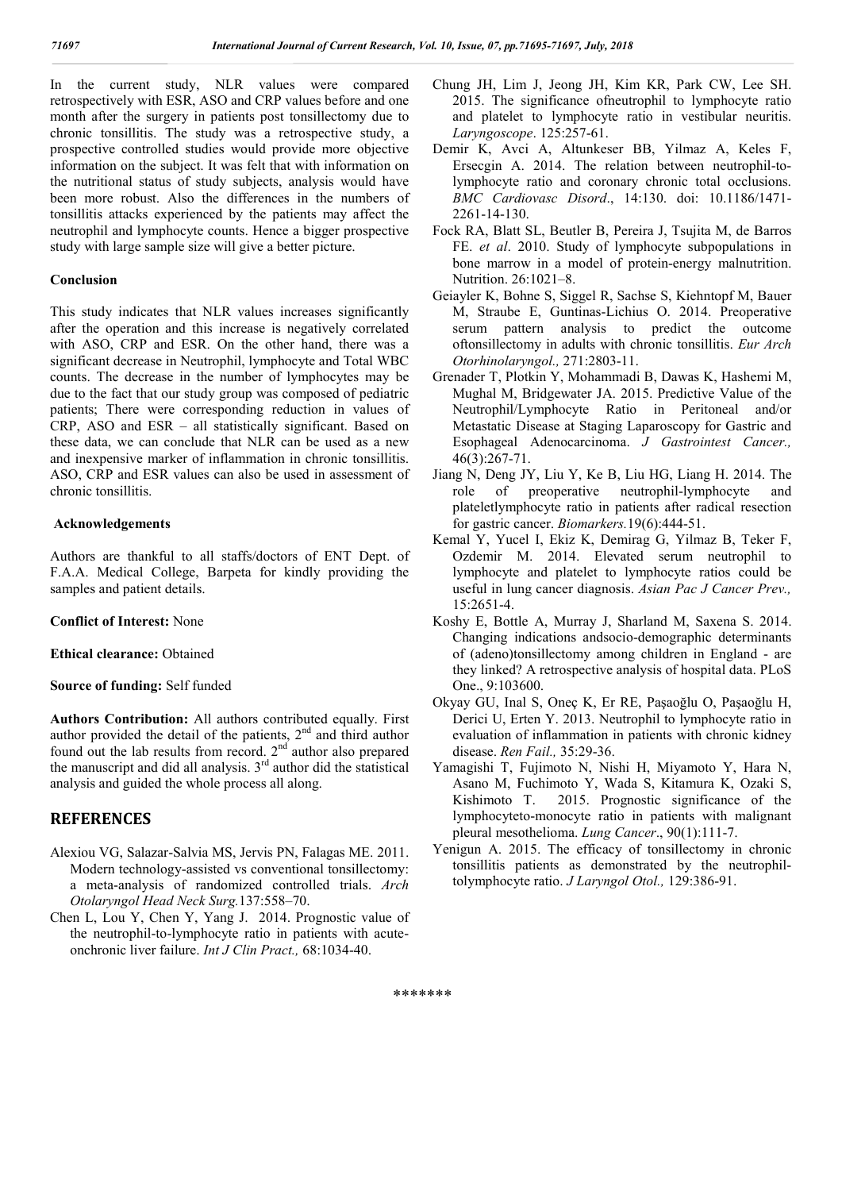In the current study, NLR values were compared retrospectively with ESR, ASO and CRP values before and one month after the surgery in patients post tonsillectomy due to chronic tonsillitis. The study was a retrospective study, a prospective controlled studies would provide more objective information on the subject. It was felt that with information on the nutritional status of study subjects, analysis would have been more robust. Also the differences in the numbers of tonsillitis attacks experienced by the patients may affect the neutrophil and lymphocyte counts. Hence a bigger prospective study with large sample size will give a better picture.

### Conclusion

This study indicates that NLR values increases significantly after the operation and this increase is negatively correlated with ASO, CRP and ESR. On the other hand, there was a significant decrease in Neutrophil, lymphocyte and Total WBC counts. The decrease in the number of lymphocytes may be due to the fact that our study group was composed of pediatric patients; There were corresponding reduction in values of CRP, ASO and ESR – all statistically significant. Based on these data, we can conclude that NLR can be used as a new and inexpensive marker of inflammation in chronic tonsillitis. ASO, CRP and ESR values can also be used in assessment of chronic tonsillitis.

### Acknowledgements

Authors are thankful to all staffs/doctors of ENT Dept. of F.A.A. Medical College, Barpeta for kindly providing the samples and patient details.

**Conflict of Interest:** None

**Ethical clearance:** Obtained

**Source of funding:** Self funded

**Authors Contribution:** All authors contributed equally. First author provided the detail of the patients, 2nd and third author found out the lab results from record. 2nd author also prepared the manuscript and did all analysis. 3rd author did the statistical analysis and guided the whole process all along.

## REFERENCES

Alexiou VG, Salazar-Salvia MS, Jervis PN, Falagas ME. 2011. Modern technology-assisted vs conventional tonsillectomy: a meta-analysis of randomized controlled trials. *Arch Otolaryngol Head Neck Surg.*137:558–70.

Chen L, Lou Y, Chen Y, Yang J. 2014. Prognostic value of the neutrophil-to-lymphocyte ratio in patients with acute-onchronic liver failure. *Int J Clin Pract.,* 68:1034-40.

Chung JH, Lim J, Jeong JH, Kim KR, Park CW, Lee SH. 2015. The significance ofneutrophil to lymphocyte ratio and platelet to lymphocyte ratio in vestibular neuritis. *Laryngoscope*. 125:257-61.

Demir K, Avci A, Altunkeser BB, Yilmaz A, Keles F, Ersecgin A. 2014. The relation between neutrophil-to-lymphocyte ratio and coronary chronic total occlusions. *BMC Cardiovasc Disord*., 14:130. doi: 10.1186/1471-2261-14-130.

Fock RA, Blatt SL, Beutler B, Pereira J, Tsujita M, de Barros FE. *et al*. 2010. Study of lymphocyte subpopulations in bone marrow in a model of protein-energy malnutrition. Nutrition. 26:1021–8.

Geiayler K, Bohne S, Siggel R, Sachse S, Kiehntopf M, Bauer M, Straube E, Guntinas-Lichius O. 2014. Preoperative serum pattern analysis to predict the outcome oftonsillectomy in adults with chronic tonsillitis. *Eur Arch Otorhinolaryngol.,* 271:2803-11.

Grenader T, Plotkin Y, Mohammadi B, Dawas K, Hashemi M, Mughal M, Bridgewater JA. 2015. Predictive Value of the Neutrophil/Lymphocyte Ratio in Peritoneal and/or Metastatic Disease at Staging Laparoscopy for Gastric and Esophageal Adenocarcinoma. *J Gastrointest Cancer.,* 46(3):267-71.

Jiang N, Deng JY, Liu Y, Ke B, Liu HG, Liang H. 2014. The role of preoperative neutrophil-lymphocyte and plateletlymphocyte ratio in patients after radical resection for gastric cancer. *Biomarkers.*19(6):444-51.

Kemal Y, Yucel I, Ekiz K, Demirag G, Yilmaz B, Teker F, Ozdemir M. 2014. Elevated serum neutrophil to lymphocyte and platelet to lymphocyte ratios could be useful in lung cancer diagnosis. *Asian Pac J Cancer Prev.,* 15:2651-4.

Koshy E, Bottle A, Murray J, Sharland M, Saxena S. 2014. Changing indications andsocio-demographic determinants of (adeno)tonsillectomy among children in England - are they linked? A retrospective analysis of hospital data. PLoS One., 9:103600.

Okyay GU, Inal S, Oneç K, Er RE, Paşaoğlu O, Paşaoğlu H, Derici U, Erten Y. 2013. Neutrophil to lymphocyte ratio in evaluation of inflammation in patients with chronic kidney disease. *Ren Fail.,* 35:29-36.

Yamagishi T, Fujimoto N, Nishi H, Miyamoto Y, Hara N, Asano M, Fuchimoto Y, Wada S, Kitamura K, Ozaki S, Kishimoto T. 2015. Prognostic significance of the lymphocyteto-monocyte ratio in patients with malignant pleural mesothelioma. *Lung Cancer*., 90(1):111-7.

Yenigun A. 2015. The efficacy of tonsillectomy in chronic tonsillitis patients as demonstrated by the neutrophil-tolymphocyte ratio. *J Laryngol Otol.,* 129:386-91.

*******